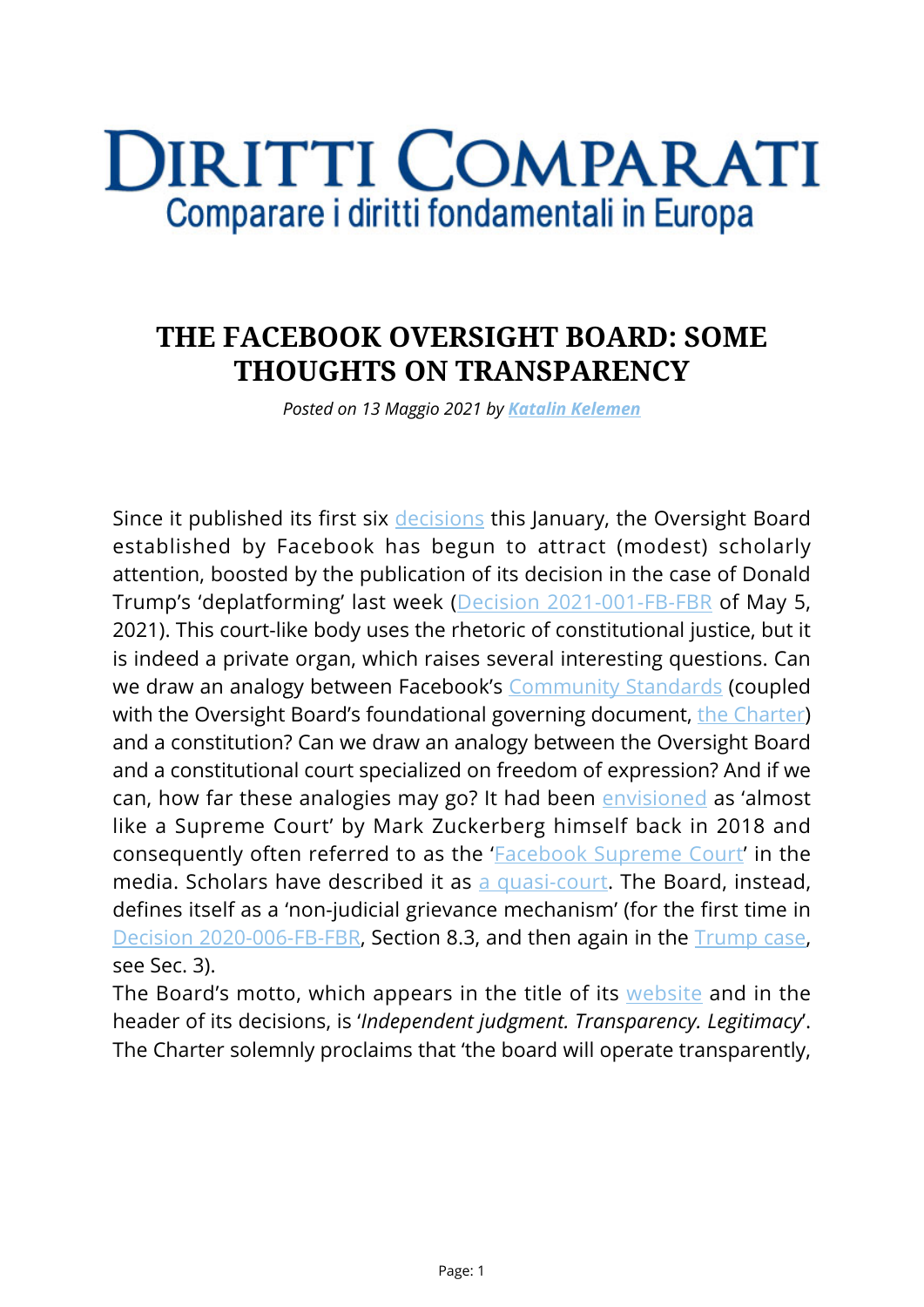# DIRITTI COMPARATI

Comparare i diritti fondamentali in Europa

## THE FACEBOOK OVERSIGHT BOARD: SOME THOUGHTS ON TRANSPARENCY

*Posted on 13 Maggio 2021 by* ***Katalin Kelemen***

Since it published its first six decisions this January, the Oversight Board established by Facebook has begun to attract (modest) scholarly attention, boosted by the publication of its decision in the case of Donald Trump's 'deplatforming' last week (Decision 2021-001-FB-FBR of May 5, 2021). This court-like body uses the rhetoric of constitutional justice, but it is indeed a private organ, which raises several interesting questions. Can we draw an analogy between Facebook's Community Standards (coupled with the Oversight Board's foundational governing document, the Charter) and a constitution? Can we draw an analogy between the Oversight Board and a constitutional court specialized on freedom of expression? And if we can, how far these analogies may go? It had been envisioned as 'almost like a Supreme Court' by Mark Zuckerberg himself back in 2018 and consequently often referred to as the 'Facebook Supreme Court' in the media. Scholars have described it as a quasi-court. The Board, instead, defines itself as a 'non-judicial grievance mechanism' (for the first time in Decision 2020-006-FB-FBR, Section 8.3, and then again in the Trump case, see Sec. 3).

The Board's motto, which appears in the title of its website and in the header of its decisions, is '*Independent judgment. Transparency. Legitimacy*'. The Charter solemnly proclaims that 'the board will operate transparently,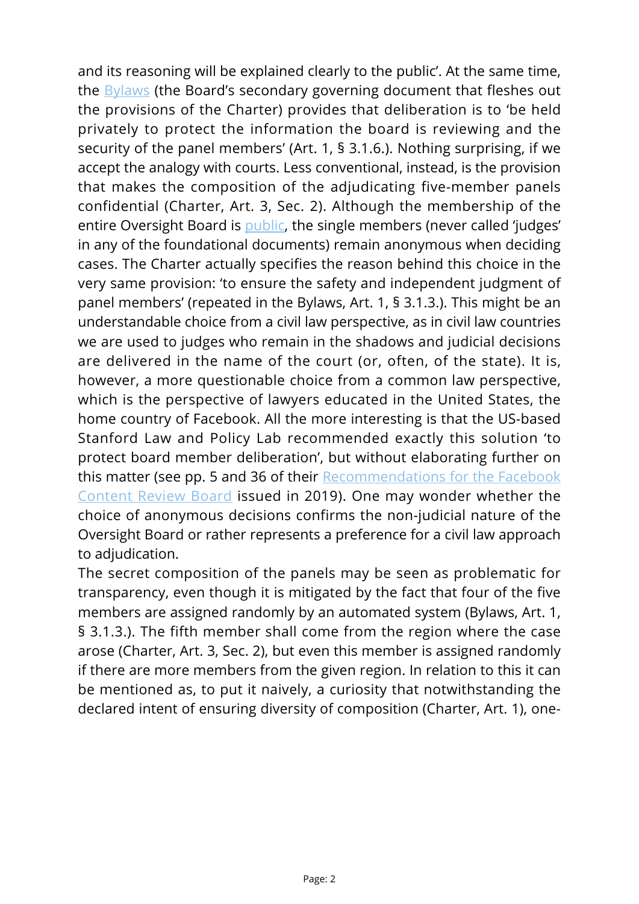and its reasoning will be explained clearly to the public'. At the same time, the Bylaws (the Board's secondary governing document that fleshes out the provisions of the Charter) provides that deliberation is to 'be held privately to protect the information the board is reviewing and the security of the panel members' (Art. 1, § 3.1.6.). Nothing surprising, if we accept the analogy with courts. Less conventional, instead, is the provision that makes the composition of the adjudicating five-member panels confidential (Charter, Art. 3, Sec. 2). Although the membership of the entire Oversight Board is public, the single members (never called 'judges' in any of the foundational documents) remain anonymous when deciding cases. The Charter actually specifies the reason behind this choice in the very same provision: 'to ensure the safety and independent judgment of panel members' (repeated in the Bylaws, Art. 1, § 3.1.3.). This might be an understandable choice from a civil law perspective, as in civil law countries we are used to judges who remain in the shadows and judicial decisions are delivered in the name of the court (or, often, of the state). It is, however, a more questionable choice from a common law perspective, which is the perspective of lawyers educated in the United States, the home country of Facebook. All the more interesting is that the US-based Stanford Law and Policy Lab recommended exactly this solution 'to protect board member deliberation', but without elaborating further on this matter (see pp. 5 and 36 of their Recommendations for the Facebook Content Review Board issued in 2019). One may wonder whether the choice of anonymous decisions confirms the non-judicial nature of the Oversight Board or rather represents a preference for a civil law approach to adjudication.

The secret composition of the panels may be seen as problematic for transparency, even though it is mitigated by the fact that four of the five members are assigned randomly by an automated system (Bylaws, Art. 1, § 3.1.3.). The fifth member shall come from the region where the case arose (Charter, Art. 3, Sec. 2), but even this member is assigned randomly if there are more members from the given region. In relation to this it can be mentioned as, to put it naively, a curiosity that notwithstanding the declared intent of ensuring diversity of composition (Charter, Art. 1), one-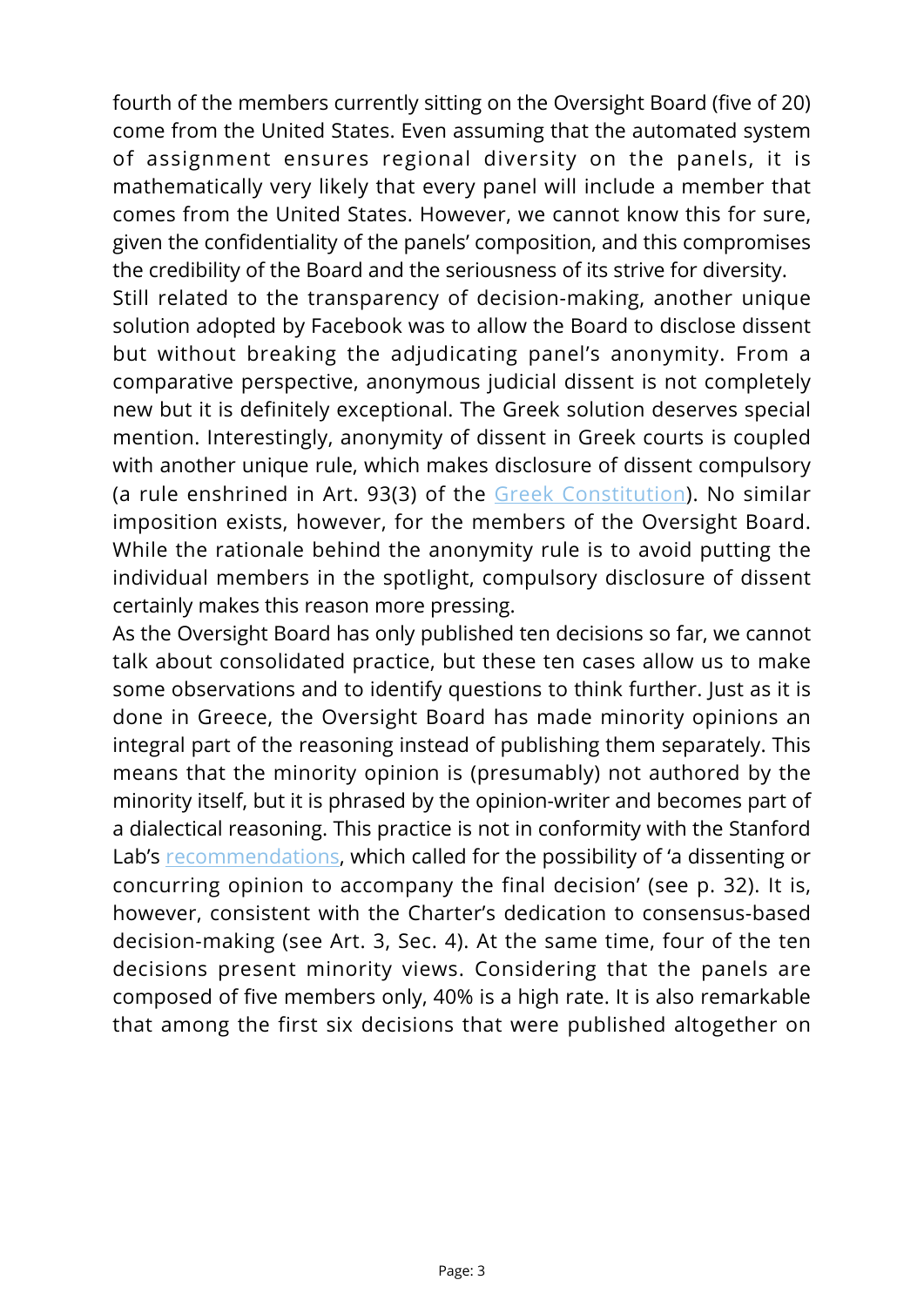fourth of the members currently sitting on the Oversight Board (five of 20) come from the United States. Even assuming that the automated system of assignment ensures regional diversity on the panels, it is mathematically very likely that every panel will include a member that comes from the United States. However, we cannot know this for sure, given the confidentiality of the panels' composition, and this compromises the credibility of the Board and the seriousness of its strive for diversity.

Still related to the transparency of decision-making, another unique solution adopted by Facebook was to allow the Board to disclose dissent but without breaking the adjudicating panel's anonymity. From a comparative perspective, anonymous judicial dissent is not completely new but it is definitely exceptional. The Greek solution deserves special mention. Interestingly, anonymity of dissent in Greek courts is coupled with another unique rule, which makes disclosure of dissent compulsory (a rule enshrined in Art. 93(3) of the Greek Constitution). No similar imposition exists, however, for the members of the Oversight Board. While the rationale behind the anonymity rule is to avoid putting the individual members in the spotlight, compulsory disclosure of dissent certainly makes this reason more pressing.

As the Oversight Board has only published ten decisions so far, we cannot talk about consolidated practice, but these ten cases allow us to make some observations and to identify questions to think further. Just as it is done in Greece, the Oversight Board has made minority opinions an integral part of the reasoning instead of publishing them separately. This means that the minority opinion is (presumably) not authored by the minority itself, but it is phrased by the opinion-writer and becomes part of a dialectical reasoning. This practice is not in conformity with the Stanford Lab's recommendations, which called for the possibility of 'a dissenting or concurring opinion to accompany the final decision' (see p. 32). It is, however, consistent with the Charter's dedication to consensus-based decision-making (see Art. 3, Sec. 4). At the same time, four of the ten decisions present minority views. Considering that the panels are composed of five members only, 40% is a high rate. It is also remarkable that among the first six decisions that were published altogether on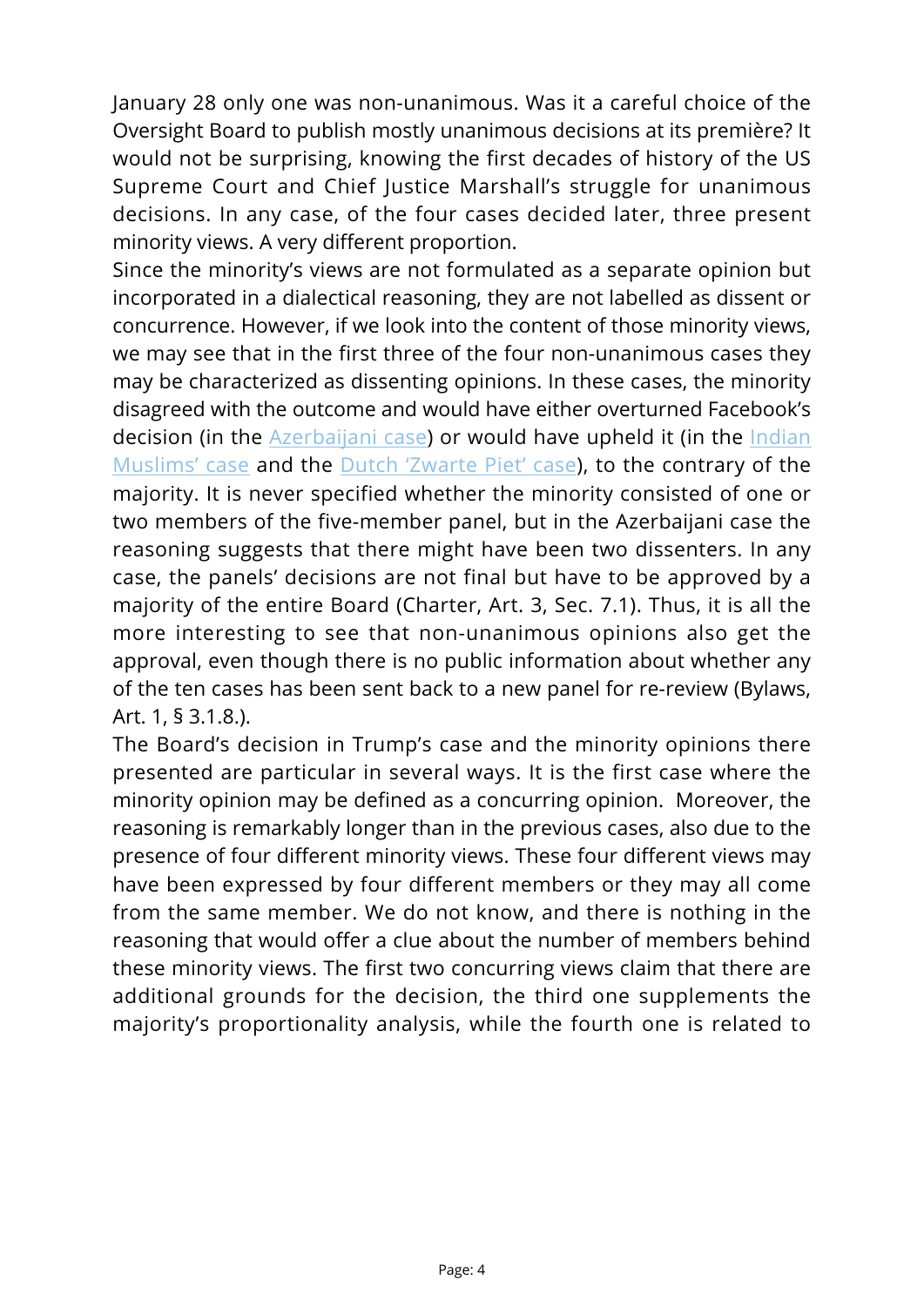January 28 only one was non-unanimous. Was it a careful choice of the Oversight Board to publish mostly unanimous decisions at its première? It would not be surprising, knowing the first decades of history of the US Supreme Court and Chief Justice Marshall's struggle for unanimous decisions. In any case, of the four cases decided later, three present minority views. A very different proportion.

Since the minority's views are not formulated as a separate opinion but incorporated in a dialectical reasoning, they are not labelled as dissent or concurrence. However, if we look into the content of those minority views, we may see that in the first three of the four non-unanimous cases they may be characterized as dissenting opinions. In these cases, the minority disagreed with the outcome and would have either overturned Facebook's decision (in the Azerbaijani case) or would have upheld it (in the Indian Muslims' case and the Dutch 'Zwarte Piet' case), to the contrary of the majority. It is never specified whether the minority consisted of one or two members of the five-member panel, but in the Azerbaijani case the reasoning suggests that there might have been two dissenters. In any case, the panels' decisions are not final but have to be approved by a majority of the entire Board (Charter, Art. 3, Sec. 7.1). Thus, it is all the more interesting to see that non-unanimous opinions also get the approval, even though there is no public information about whether any of the ten cases has been sent back to a new panel for re-review (Bylaws, Art. 1, § 3.1.8.).

The Board's decision in Trump's case and the minority opinions there presented are particular in several ways. It is the first case where the minority opinion may be defined as a concurring opinion. Moreover, the reasoning is remarkably longer than in the previous cases, also due to the presence of four different minority views. These four different views may have been expressed by four different members or they may all come from the same member. We do not know, and there is nothing in the reasoning that would offer a clue about the number of members behind these minority views. The first two concurring views claim that there are additional grounds for the decision, the third one supplements the majority's proportionality analysis, while the fourth one is related to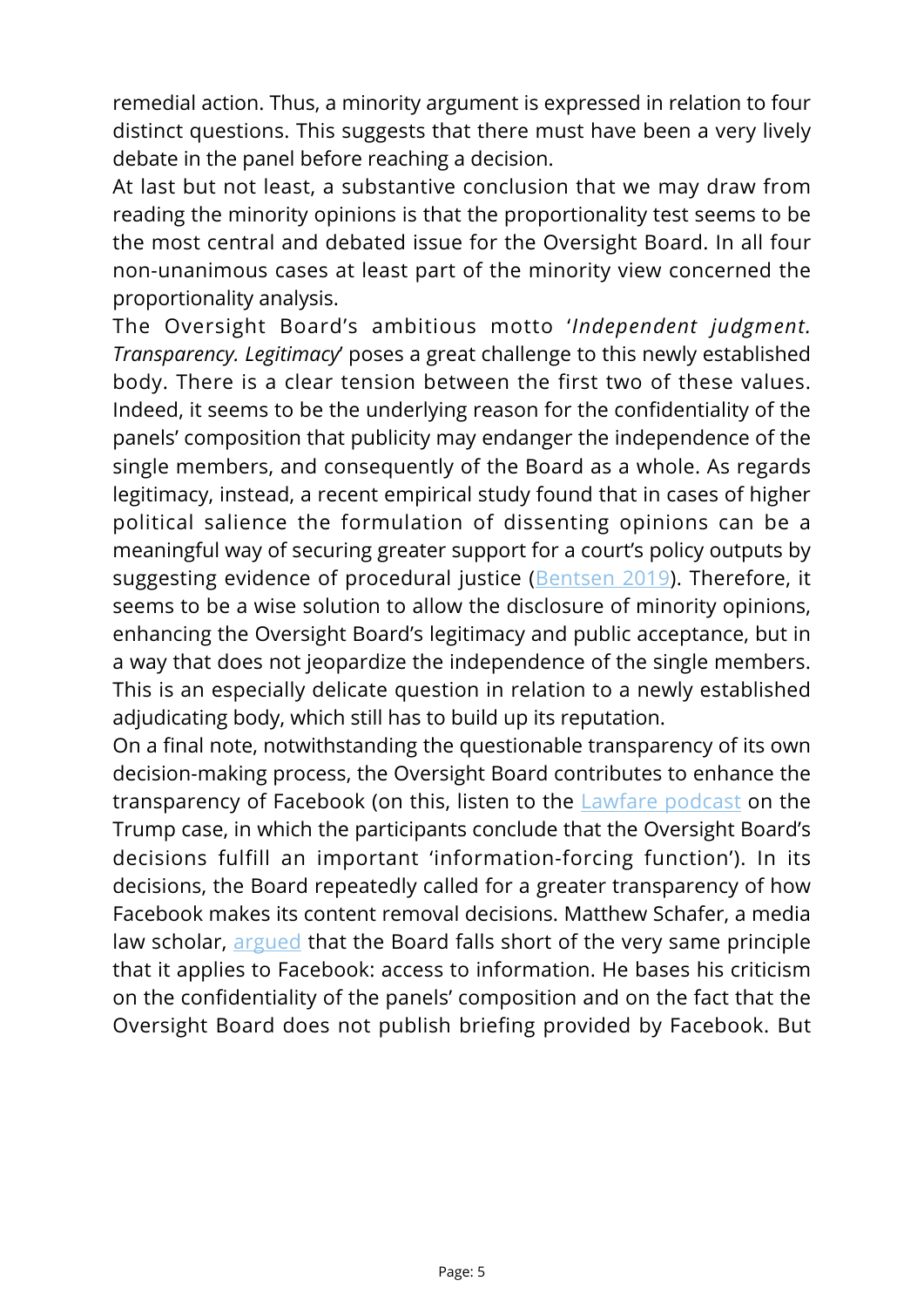remedial action. Thus, a minority argument is expressed in relation to four distinct questions. This suggests that there must have been a very lively debate in the panel before reaching a decision.

At last but not least, a substantive conclusion that we may draw from reading the minority opinions is that the proportionality test seems to be the most central and debated issue for the Oversight Board. In all four non-unanimous cases at least part of the minority view concerned the proportionality analysis.

The Oversight Board's ambitious motto '*Independent judgment. Transparency. Legitimacy*' poses a great challenge to this newly established body. There is a clear tension between the first two of these values. Indeed, it seems to be the underlying reason for the confidentiality of the panels' composition that publicity may endanger the independence of the single members, and consequently of the Board as a whole. As regards legitimacy, instead, a recent empirical study found that in cases of higher political salience the formulation of dissenting opinions can be a meaningful way of securing greater support for a court's policy outputs by suggesting evidence of procedural justice (Bentsen 2019). Therefore, it seems to be a wise solution to allow the disclosure of minority opinions, enhancing the Oversight Board's legitimacy and public acceptance, but in a way that does not jeopardize the independence of the single members. This is an especially delicate question in relation to a newly established adjudicating body, which still has to build up its reputation.

On a final note, notwithstanding the questionable transparency of its own decision-making process, the Oversight Board contributes to enhance the transparency of Facebook (on this, listen to the Lawfare podcast on the Trump case, in which the participants conclude that the Oversight Board's decisions fulfill an important 'information-forcing function'). In its decisions, the Board repeatedly called for a greater transparency of how Facebook makes its content removal decisions. Matthew Schafer, a media law scholar, argued that the Board falls short of the very same principle that it applies to Facebook: access to information. He bases his criticism on the confidentiality of the panels' composition and on the fact that the Oversight Board does not publish briefing provided by Facebook. But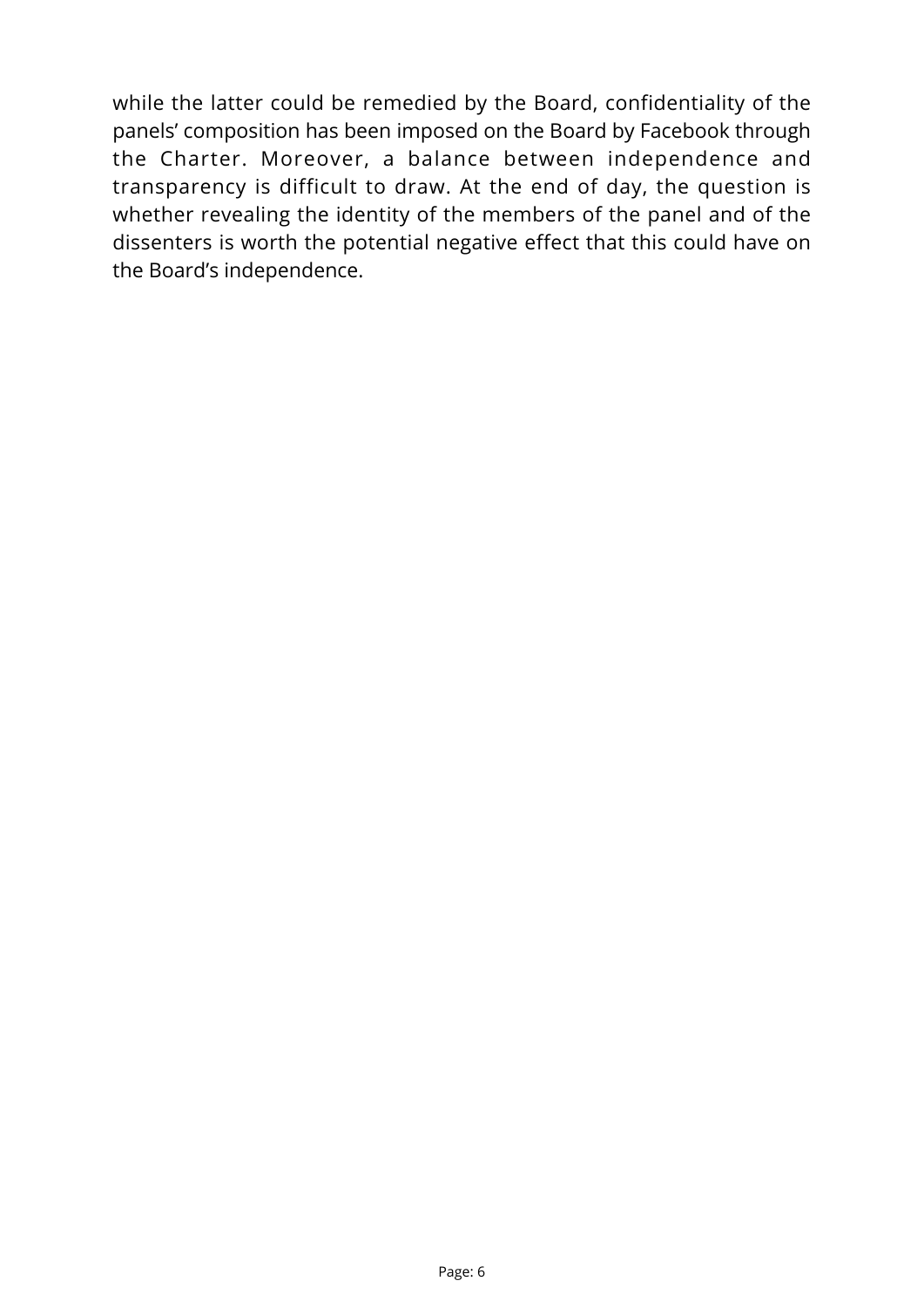while the latter could be remedied by the Board, confidentiality of the panels' composition has been imposed on the Board by Facebook through the Charter. Moreover, a balance between independence and transparency is difficult to draw. At the end of day, the question is whether revealing the identity of the members of the panel and of the dissenters is worth the potential negative effect that this could have on the Board's independence.